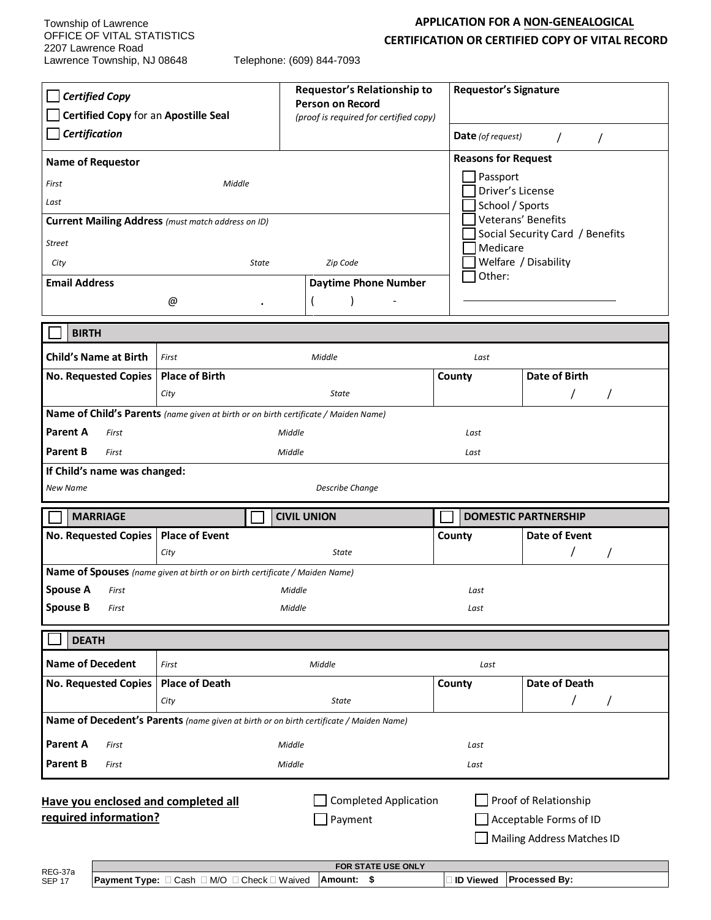Township of Lawrence
OFFICE OF VITAL STATISTICS
2207 Lawrence Road
Lawrence Township, NJ 08648

Telephone: (609) 844-7093

# APPLICATION FOR A NON-GENEALOGICAL CERTIFICATION OR CERTIFIED COPY OF VITAL RECORD

| | | |
|---|---|---|
| ☐ ***Certified Copy***<br>☐ **Certified Copy** for an **Apostille Seal**<br>☐ ***Certification*** | **Requestor's Relationship to Person on Record**<br>*(proof is required for certified copy)* | **Requestor's Signature**<br><br>**Date** *(of request)* / / |
| **Name of Requestor**<br>*First* *Middle*<br>*Last* | | **Reasons for Request**<br>☐ Passport<br>☐ Driver's License<br>☐ School / Sports<br>☐ Veterans' Benefits<br>☐ Social Security Card / Benefits<br>☐ Medicare<br>☐ Welfare / Disability<br>☐ Other: ____________ |
| **Current Mailing Address** *(must match address on ID)*<br>*Street*<br>*City* *State* *Zip Code* | | |
| **Email Address** @ . | **Daytime Phone Number** ( ) - | |

## ☐ BIRTH

| | | | |
|---|---|---|---|
| **Child's Name at Birth** | *First* *Middle* *Last* | | |
| **No. Requested Copies** | **Place of Birth**<br>*City* *State* | **County** | **Date of Birth**<br>/ / |
| **Name of Child's Parents** *(name given at birth or on birth certificate / Maiden Name)* | | | |
| **Parent A** | *First* *Middle* *Last* | | |
| **Parent B** | *First* *Middle* *Last* | | |
| **If Child's name was changed:** | | | |
| *New Name* | *Describe Change* | | |

## ☐ MARRIAGE ☐ CIVIL UNION ☐ DOMESTIC PARTNERSHIP

| | | | |
|---|---|---|---|
| **No. Requested Copies** | **Place of Event**<br>*City* *State* | **County** | **Date of Event**<br>/ / |
| **Name of Spouses** *(name given at birth or on birth certificate / Maiden Name)* | | | |
| **Spouse A** | *First* *Middle* *Last* | | |
| **Spouse B** | *First* *Middle* *Last* | | |

## ☐ DEATH

| | | | |
|---|---|---|---|
| **Name of Decedent** | *First* *Middle* *Last* | | |
| **No. Requested Copies** | **Place of Death**<br>*City* *State* | **County** | **Date of Death**<br>/ / |
| **Name of Decedent's Parents** *(name given at birth or on birth certificate / Maiden Name)* | | | |
| **Parent A** | *First* *Middle* *Last* | | |
| **Parent B** | *First* *Middle* *Last* | | |

**Have you enclosed and completed all required information?**

☐ Completed Application
☐ Payment
☐ Proof of Relationship
☐ Acceptable Forms of ID
☐ Mailing Address Matches ID

REG-37a
SEP 17

| FOR STATE USE ONLY | | | |
|---|---|---|---|
| **Payment Type:** ☐ Cash ☐ M/O ☐ Check ☐ Waived | **Amount: $** | ☐ **ID Viewed** | **Processed By:** |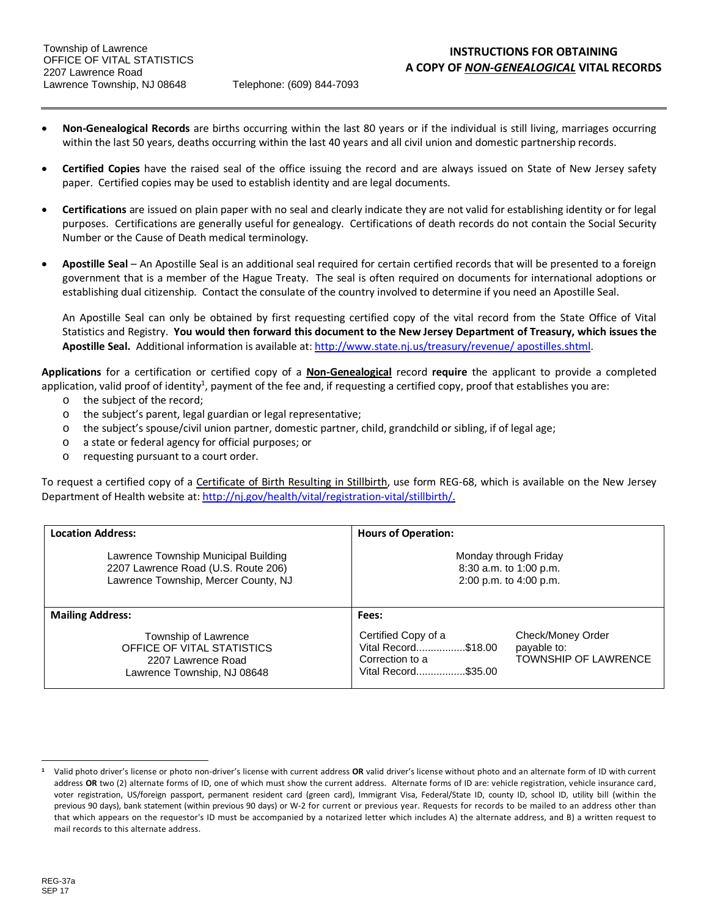Township of Lawrence
OFFICE OF VITAL STATISTICS
2207 Lawrence Road
Lawrence Township, NJ 08648 Telephone: (609) 844-7093

# INSTRUCTIONS FOR OBTAINING A COPY OF ***NON-GENEALOGICAL*** VITAL RECORDS

- **Non-Genealogical Records** are births occurring within the last 80 years or if the individual is still living, marriages occurring within the last 50 years, deaths occurring within the last 40 years and all civil union and domestic partnership records.

- **Certified Copies** have the raised seal of the office issuing the record and are always issued on State of New Jersey safety paper. Certified copies may be used to establish identity and are legal documents.

- **Certifications** are issued on plain paper with no seal and clearly indicate they are not valid for establishing identity or for legal purposes. Certifications are generally useful for genealogy. Certifications of death records do not contain the Social Security Number or the Cause of Death medical terminology.

- **Apostille Seal** – An Apostille Seal is an additional seal required for certain certified records that will be presented to a foreign government that is a member of the Hague Treaty. The seal is often required on documents for international adoptions or establishing dual citizenship. Contact the consulate of the country involved to determine if you need an Apostille Seal.

  An Apostille Seal can only be obtained by first requesting certified copy of the vital record from the State Office of Vital Statistics and Registry. **You would then forward this document to the New Jersey Department of Treasury, which issues the Apostille Seal.** Additional information is available at: http://www.state.nj.us/treasury/revenue/ apostilles.shtml.

**Applications** for a certification or certified copy of a **Non-Genealogical** record **require** the applicant to provide a completed application, valid proof of identity[1], payment of the fee and, if requesting a certified copy, proof that establishes you are:

- the subject of the record;
- the subject's parent, legal guardian or legal representative;
- the subject's spouse/civil union partner, domestic partner, child, grandchild or sibling, if of legal age;
- a state or federal agency for official purposes; or
- requesting pursuant to a court order.

To request a certified copy of a Certificate of Birth Resulting in Stillbirth, use form REG-68, which is available on the New Jersey Department of Health website at: http://nj.gov/health/vital/registration-vital/stillbirth/.

| | |
|---|---|
| **Location Address:**<br>Lawrence Township Municipal Building<br>2207 Lawrence Road (U.S. Route 206)<br>Lawrence Township, Mercer County, NJ | **Hours of Operation:**<br>Monday through Friday<br>8:30 a.m. to 1:00 p.m.<br>2:00 p.m. to 4:00 p.m. |
| **Mailing Address:**<br>Township of Lawrence<br>OFFICE OF VITAL STATISTICS<br>2207 Lawrence Road<br>Lawrence Township, NJ 08648 | **Fees:**<br>Certified Copy of a Vital Record.................$18.00<br>Correction to a Vital Record.................$35.00<br>Check/Money Order payable to: TOWNSHIP OF LAWRENCE |

[1] Valid photo driver's license or photo non-driver's license with current address **OR** valid driver's license without photo and an alternate form of ID with current address **OR** two (2) alternate forms of ID, one of which must show the current address. Alternate forms of ID are: vehicle registration, vehicle insurance card, voter registration, US/foreign passport, permanent resident card (green card), Immigrant Visa, Federal/State ID, county ID, school ID, utility bill (within the previous 90 days), bank statement (within previous 90 days) or W-2 for current or previous year. Requests for records to be mailed to an address other than that which appears on the requestor's ID must be accompanied by a notarized letter which includes A) the alternate address, and B) a written request to mail records to this alternate address.

REG-37a
SEP 17